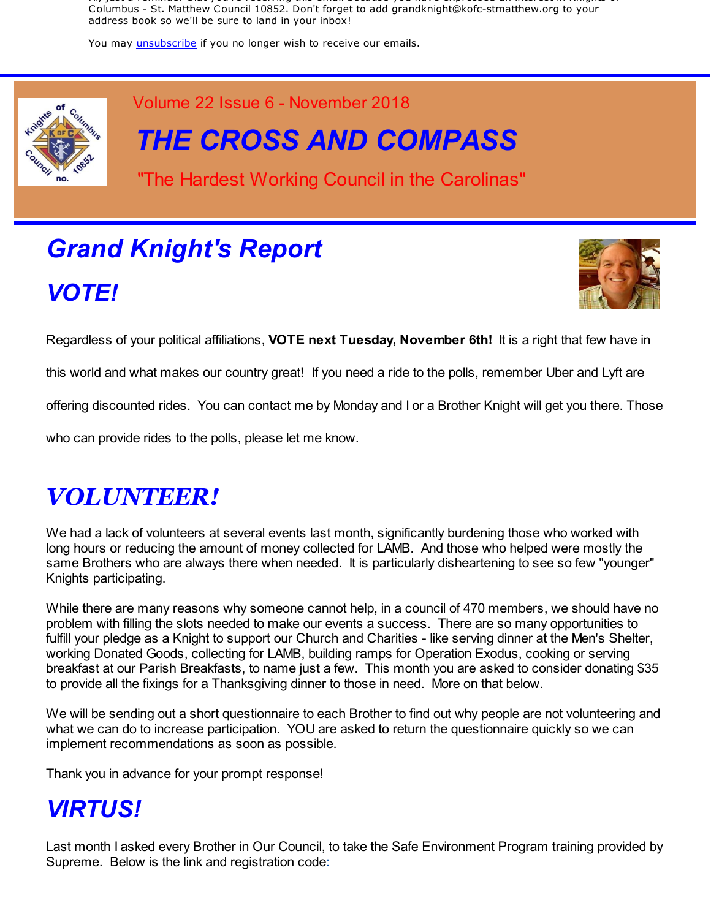Columbus - St. Matthew Council 10852. Don't forget to add grandknight@kofc-stmatthew.org to your address book so we'll be sure to land in your inbox!

You may unsubscribe if you no longer wish to receive our emails.

Volume 22 Issue 6 - November 2018

# THE CROSS AND COMPASS

"The Hardest Working Council in the Carolinas"

## Grand Knight's Report

## VOTE!

Regardless of your political affiliations, **VOTE next Tuesday, November 6th!** It is a right that few have in this world and what makes our country great! If you need a ride to the polls, remember Uber and Lyft are offering discounted rides. You can contact me by Monday and I or a Brother Knight will get you there. Those who can provide rides to the polls, please let me know.

## VOLUNTEER!

We had a lack of volunteers at several events last month, significantly burdening those who worked with long hours or reducing the amount of money collected for LAMB. And those who helped were mostly the same Brothers who are always there when needed. It is particularly disheartening to see so few "younger" Knights participating.

While there are many reasons why someone cannot help, in a council of 470 members, we should have no problem with filling the slots needed to make our events a success. There are so many opportunities to fulfill your pledge as a Knight to support our Church and Charities - like serving dinner at the Men's Shelter, working Donated Goods, collecting for LAMB, building ramps for Operation Exodus, cooking or serving breakfast at our Parish Breakfasts, to name just a few. This month you are asked to consider donating $35 to provide all the fixings for a Thanksgiving dinner to those in need. More on that below.

We will be sending out a short questionnaire to each Brother to find out why people are not volunteering and what we can do to increase participation. YOU are asked to return the questionnaire quickly so we can implement recommendations as soon as possible.

Thank you in advance for your prompt response!

## VIRTUS!

Last month I asked every Brother in Our Council, to take the Safe Environment Program training provided by Supreme. Below is the link and registration code: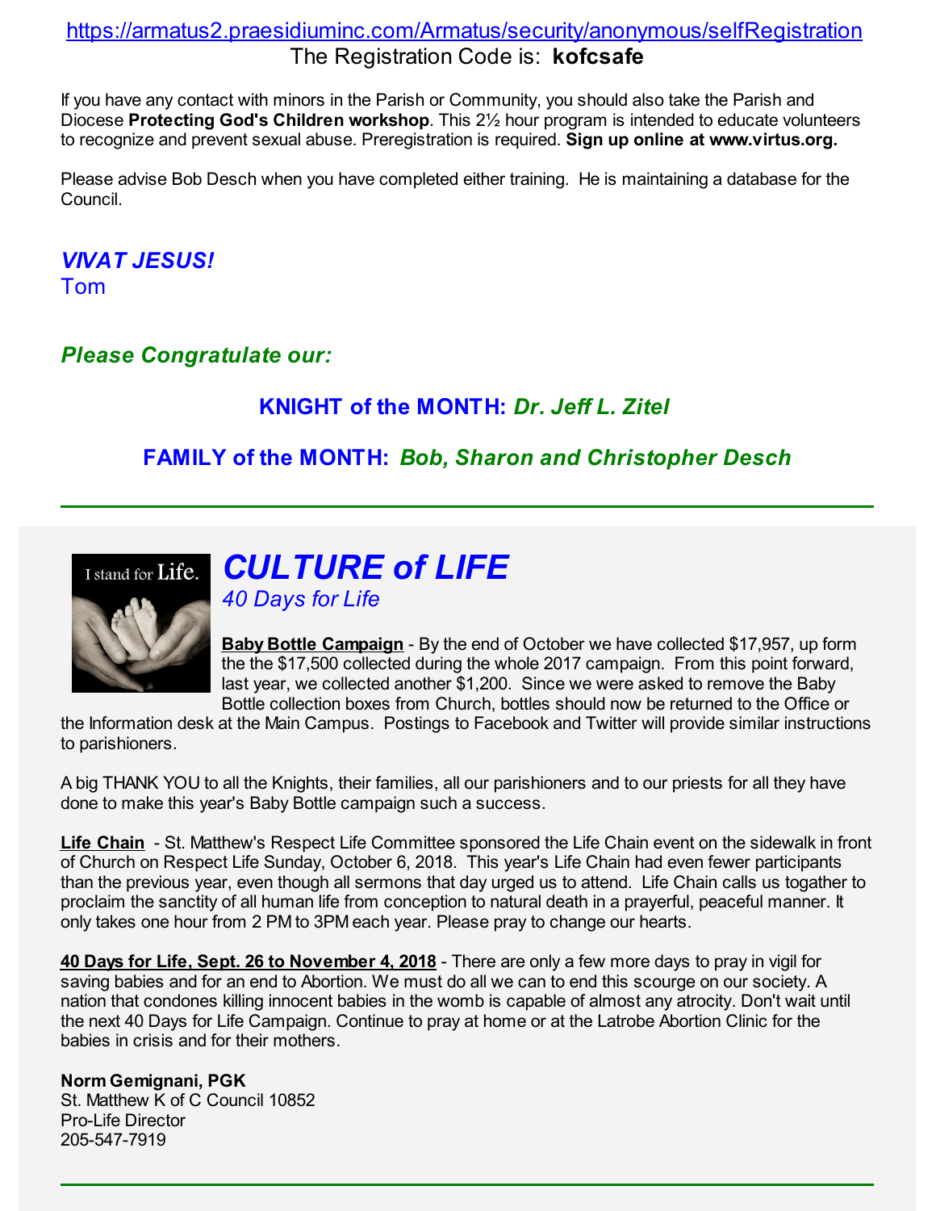https://armatus2.praesidiuminc.com/Armatus/security/anonymous/selfRegistration
The Registration Code is: **kofcsafe**

If you have any contact with minors in the Parish or Community, you should also take the Parish and Diocese **Protecting God's Children workshop**. This 2½ hour program is intended to educate volunteers to recognize and prevent sexual abuse. Preregistration is required. **Sign up online at www.virtus.org.**

Please advise Bob Desch when you have completed either training. He is maintaining a database for the Council.

***VIVAT JESUS!***
Tom

***Please Congratulate our:***

**KNIGHT of the MONTH:** ***Dr. Jeff L. Zitel***

**FAMILY of the MONTH:** ***Bob, Sharon and Christopher Desch***

---

## *CULTURE of LIFE*

*40 Days for Life*

**Baby Bottle Campaign** - By the end of October we have collected $17,957, up form the the $17,500 collected during the whole 2017 campaign. From this point forward, last year, we collected another $1,200. Since we were asked to remove the Baby Bottle collection boxes from Church, bottles should now be returned to the Office or the Information desk at the Main Campus. Postings to Facebook and Twitter will provide similar instructions to parishioners.

A big THANK YOU to all the Knights, their families, all our parishioners and to our priests for all they have done to make this year's Baby Bottle campaign such a success.

**Life Chain** - St. Matthew's Respect Life Committee sponsored the Life Chain event on the sidewalk in front of Church on Respect Life Sunday, October 6, 2018. This year's Life Chain had even fewer participants than the previous year, even though all sermons that day urged us to attend. Life Chain calls us togather to proclaim the sanctity of all human life from conception to natural death in a prayerful, peaceful manner. It only takes one hour from 2 PM to 3PM each year. Please pray to change our hearts.

**40 Days for Life, Sept. 26 to November 4, 2018** - There are only a few more days to pray in vigil for saving babies and for an end to Abortion. We must do all we can to end this scourge on our society. A nation that condones killing innocent babies in the womb is capable of almost any atrocity. Don't wait until the next 40 Days for Life Campaign. Continue to pray at home or at the Latrobe Abortion Clinic for the babies in crisis and for their mothers.

**Norm Gemignani, PGK**
St. Matthew K of C Council 10852
Pro-Life Director
205-547-7919

---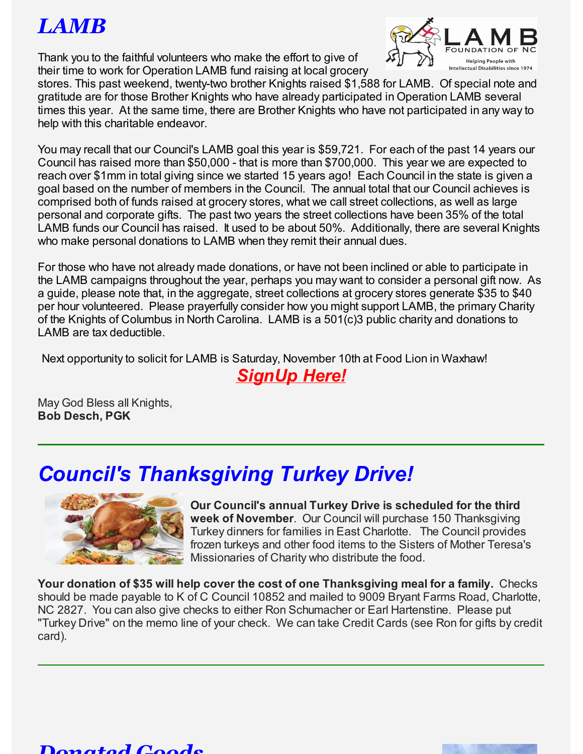# *LAMB*

Thank you to the faithful volunteers who make the effort to give of their time to work for Operation LAMB fund raising at local grocery stores. This past weekend, twenty-two brother Knights raised $1,588 for LAMB. Of special note and gratitude are for those Brother Knights who have already participated in Operation LAMB several times this year. At the same time, there are Brother Knights who have not participated in any way to help with this charitable endeavor.

You may recall that our Council's LAMB goal this year is $59,721. For each of the past 14 years our Council has raised more than $50,000 - that is more than $700,000. This year we are expected to reach over $1mm in total giving since we started 15 years ago! Each Council in the state is given a goal based on the number of members in the Council. The annual total that our Council achieves is comprised both of funds raised at grocery stores, what we call street collections, as well as large personal and corporate gifts. The past two years the street collections have been 35% of the total LAMB funds our Council has raised. It used to be about 50%. Additionally, there are several Knights who make personal donations to LAMB when they remit their annual dues.

For those who have not already made donations, or have not been inclined or able to participate in the LAMB campaigns throughout the year, perhaps you may want to consider a personal gift now. As a guide, please note that, in the aggregate, street collections at grocery stores generate $35 to $40 per hour volunteered. Please prayerfully consider how you might support LAMB, the primary Charity of the Knights of Columbus in North Carolina. LAMB is a 501(c)3 public charity and donations to LAMB are tax deductible.

Next opportunity to solicit for LAMB is Saturday, November 10th at Food Lion in Waxhaw!

***SignUp Here!***

May God Bless all Knights,
**Bob Desch, PGK**

---

# *Council's Thanksgiving Turkey Drive!*

**Our Council's annual Turkey Drive is scheduled for the third week of November**. Our Council will purchase 150 Thanksgiving Turkey dinners for families in East Charlotte. The Council provides frozen turkeys and other food items to the Sisters of Mother Teresa's Missionaries of Charity who distribute the food.

**Your donation of $35 will help cover the cost of one Thanksgiving meal for a family.** Checks should be made payable to K of C Council 10852 and mailed to 9009 Bryant Farms Road, Charlotte, NC 2827. You can also give checks to either Ron Schumacher or Earl Hartenstine. Please put "Turkey Drive" on the memo line of your check. We can take Credit Cards (see Ron for gifts by credit card).

---

# *Donated Goods*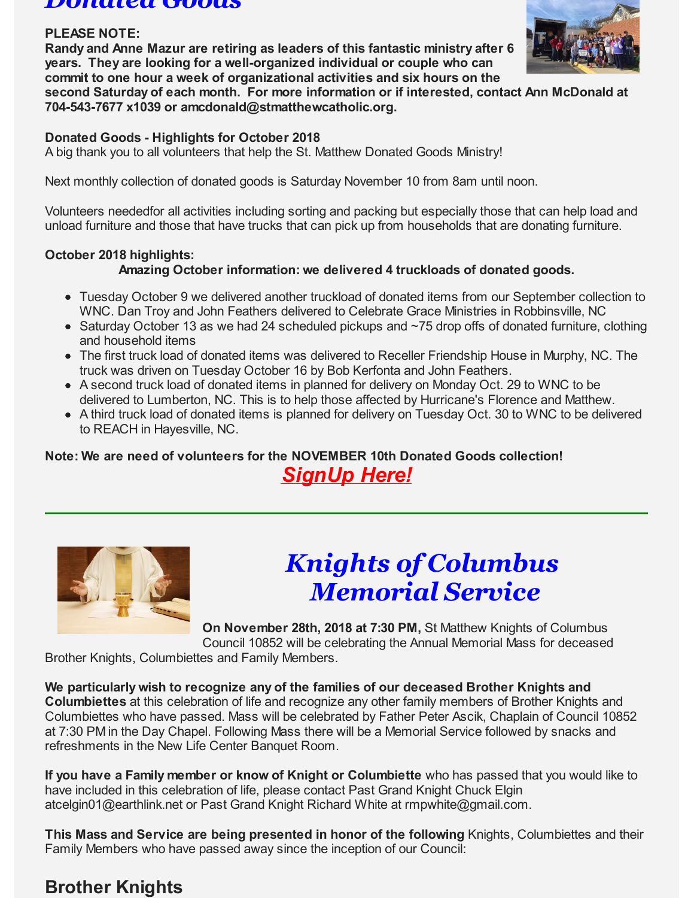# Donated Goods

**PLEASE NOTE:**
**Randy and Anne Mazur are retiring as leaders of this fantastic ministry after 6 years. They are looking for a well-organized individual or couple who can commit to one hour a week of organizational activities and six hours on the second Saturday of each month. For more information or if interested, contact Ann McDonald at 704-543-7677 x1039 or amcdonald@stmatthewcatholic.org.**

**Donated Goods - Highlights for October 2018**
A big thank you to all volunteers that help the St. Matthew Donated Goods Ministry!

Next monthly collection of donated goods is Saturday November 10 from 8am until noon.

Volunteers neededfor all activities including sorting and packing but especially those that can help load and unload furniture and those that have trucks that can pick up from households that are donating furniture.

**October 2018 highlights:**
**Amazing October information: we delivered 4 truckloads of donated goods.**

- Tuesday October 9 we delivered another truckload of donated items from our September collection to WNC. Dan Troy and John Feathers delivered to Celebrate Grace Ministries in Robbinsville, NC
- Saturday October 13 as we had 24 scheduled pickups and ~75 drop offs of donated furniture, clothing and household items
- The first truck load of donated items was delivered to Receller Friendship House in Murphy, NC. The truck was driven on Tuesday October 16 by Bob Kerfonta and John Feathers.
- A second truck load of donated items in planned for delivery on Monday Oct. 29 to WNC to be delivered to Lumberton, NC. This is to help those affected by Hurricane's Florence and Matthew.
- A third truck load of donated items is planned for delivery on Tuesday Oct. 30 to WNC to be delivered to REACH in Hayesville, NC.

**Note: We are need of volunteers for the NOVEMBER 10th Donated Goods collection!**

***SignUp Here!***

---

# *Knights of Columbus Memorial Service*

**On November 28th, 2018 at 7:30 PM,** St Matthew Knights of Columbus Council 10852 will be celebrating the Annual Memorial Mass for deceased Brother Knights, Columbiettes and Family Members.

**We particularly wish to recognize any of the families of our deceased Brother Knights and Columbiettes** at this celebration of life and recognize any other family members of Brother Knights and Columbiettes who have passed. Mass will be celebrated by Father Peter Ascik, Chaplain of Council 10852 at 7:30 PM in the Day Chapel. Following Mass there will be a Memorial Service followed by snacks and refreshments in the New Life Center Banquet Room.

**If you have a Family member or know of Knight or Columbiette** who has passed that you would like to have included in this celebration of life, please contact Past Grand Knight Chuck Elgin atcelgin01@earthlink.net or Past Grand Knight Richard White at rmpwhite@gmail.com.

**This Mass and Service are being presented in honor of the following** Knights, Columbiettes and their Family Members who have passed away since the inception of our Council:

## Brother Knights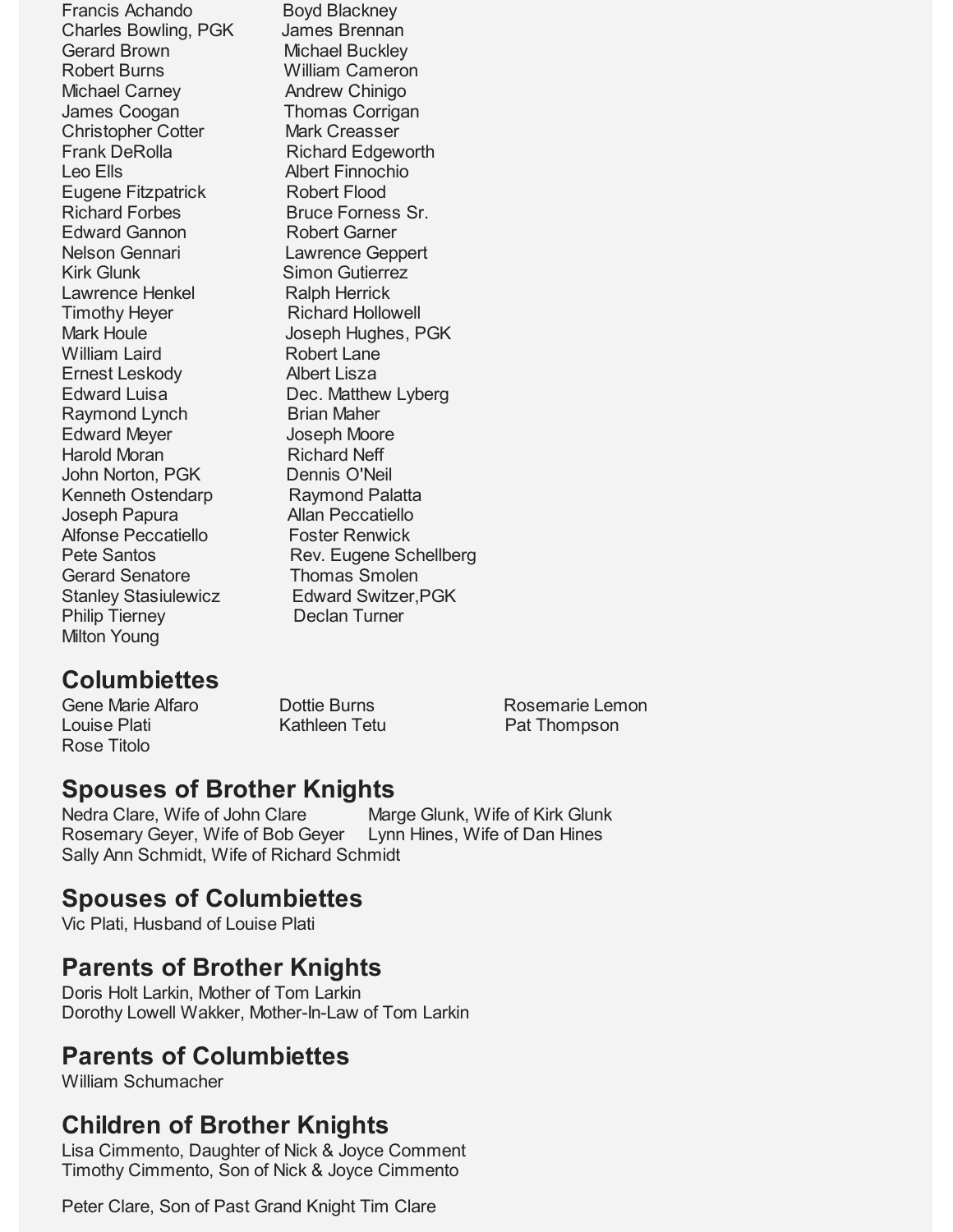Francis Achando
Boyd Blackney
Charles Bowling, PGK
James Brennan
Gerard Brown
Michael Buckley
Robert Burns
William Cameron
Michael Carney
Andrew Chinigo
James Coogan
Thomas Corrigan
Christopher Cotter
Mark Creasser
Frank DeRolla
Richard Edgeworth
Leo Ells
Albert Finnochio
Eugene Fitzpatrick
Robert Flood
Richard Forbes
Bruce Forness Sr.
Edward Gannon
Robert Garner
Nelson Gennari
Lawrence Geppert
Kirk Glunk
Simon Gutierrez
Lawrence Henkel
Ralph Herrick
Timothy Heyer
Richard Hollowell
Mark Houle
Joseph Hughes, PGK
William Laird
Robert Lane
Ernest Leskody
Albert Lisza
Edward Luisa
Dec. Matthew Lyberg
Raymond Lynch
Brian Maher
Edward Meyer
Joseph Moore
Harold Moran
Richard Neff
John Norton, PGK
Dennis O'Neil
Kenneth Ostendarp
Raymond Palatta
Joseph Papura
Allan Peccatiello
Alfonse Peccatiello
Foster Renwick
Pete Santos
Rev. Eugene Schellberg
Gerard Senatore
Thomas Smolen
Stanley Stasiulewicz
Edward Switzer,PGK
Philip Tierney
Declan Turner
Milton Young

## Columbiettes

Gene Marie Alfaro
Dottie Burns
Rosemarie Lemon
Louise Plati
Kathleen Tetu
Pat Thompson
Rose Titolo

## Spouses of Brother Knights

Nedra Clare, Wife of John Clare
Marge Glunk, Wife of Kirk Glunk
Rosemary Geyer, Wife of Bob Geyer
Lynn Hines, Wife of Dan Hines
Sally Ann Schmidt, Wife of Richard Schmidt

## Spouses of Columbiettes

Vic Plati, Husband of Louise Plati

## Parents of Brother Knights

Doris Holt Larkin, Mother of Tom Larkin
Dorothy Lowell Wakker, Mother-In-Law of Tom Larkin

## Parents of Columbiettes

William Schumacher

## Children of Brother Knights

Lisa Cimmento, Daughter of Nick & Joyce Comment
Timothy Cimmento, Son of Nick & Joyce Cimmento

Peter Clare, Son of Past Grand Knight Tim Clare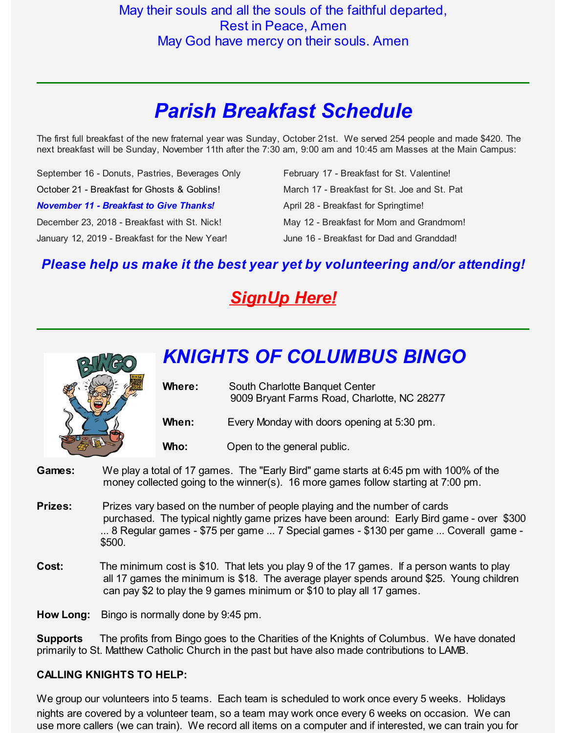May their souls and all the souls of the faithful departed,
Rest in Peace, Amen
May God have mercy on their souls. Amen

---

# *Parish Breakfast Schedule*

The first full breakfast of the new fraternal year was Sunday, October 21st. We served 254 people and made $420. The next breakfast will be Sunday, November 11th after the 7:30 am, 9:00 am and 10:45 am Masses at the Main Campus:

September 16 - Donuts, Pastries, Beverages Only

October 21 - Breakfast for Ghosts & Goblins!

***November 11 - Breakfast to Give Thanks!***

December 23, 2018 - Breakfast with St. Nick!

January 12, 2019 - Breakfast for the New Year!

February 17 - Breakfast for St. Valentine!

March 17 - Breakfast for St. Joe and St. Pat

April 28 - Breakfast for Springtime!

May 12 - Breakfast for Mom and Grandmom!

June 16 - Breakfast for Dad and Granddad!

***Please help us make it the best year yet by volunteering and/or attending!***

## ***SignUp Here!***

---

# *KNIGHTS OF COLUMBUS BINGO*

**Where:** South Charlotte Banquet Center
9009 Bryant Farms Road, Charlotte, NC 28277

**When:** Every Monday with doors opening at 5:30 pm.

**Who:** Open to the general public.

**Games:** We play a total of 17 games. The "Early Bird" game starts at 6:45 pm with 100% of the money collected going to the winner(s). 16 more games follow starting at 7:00 pm.

**Prizes:** Prizes vary based on the number of people playing and the number of cards purchased. The typical nightly game prizes have been around: Early Bird game - over $300 ... 8 Regular games - $75 per game ... 7 Special games - $130 per game ... Coverall game - $500.

**Cost:** The minimum cost is $10. That lets you play 9 of the 17 games. If a person wants to play all 17 games the minimum is $18. The average player spends around $25. Young children can pay $2 to play the 9 games minimum or $10 to play all 17 games.

**How Long:** Bingo is normally done by 9:45 pm.

**Supports** The profits from Bingo goes to the Charities of the Knights of Columbus. We have donated primarily to St. Matthew Catholic Church in the past but have also made contributions to LAMB.

**CALLING KNIGHTS TO HELP:**

We group our volunteers into 5 teams. Each team is scheduled to work once every 5 weeks. Holidays nights are covered by a volunteer team, so a team may work once every 6 weeks on occasion. We can use more callers (we can train). We record all items on a computer and if interested, we can train you for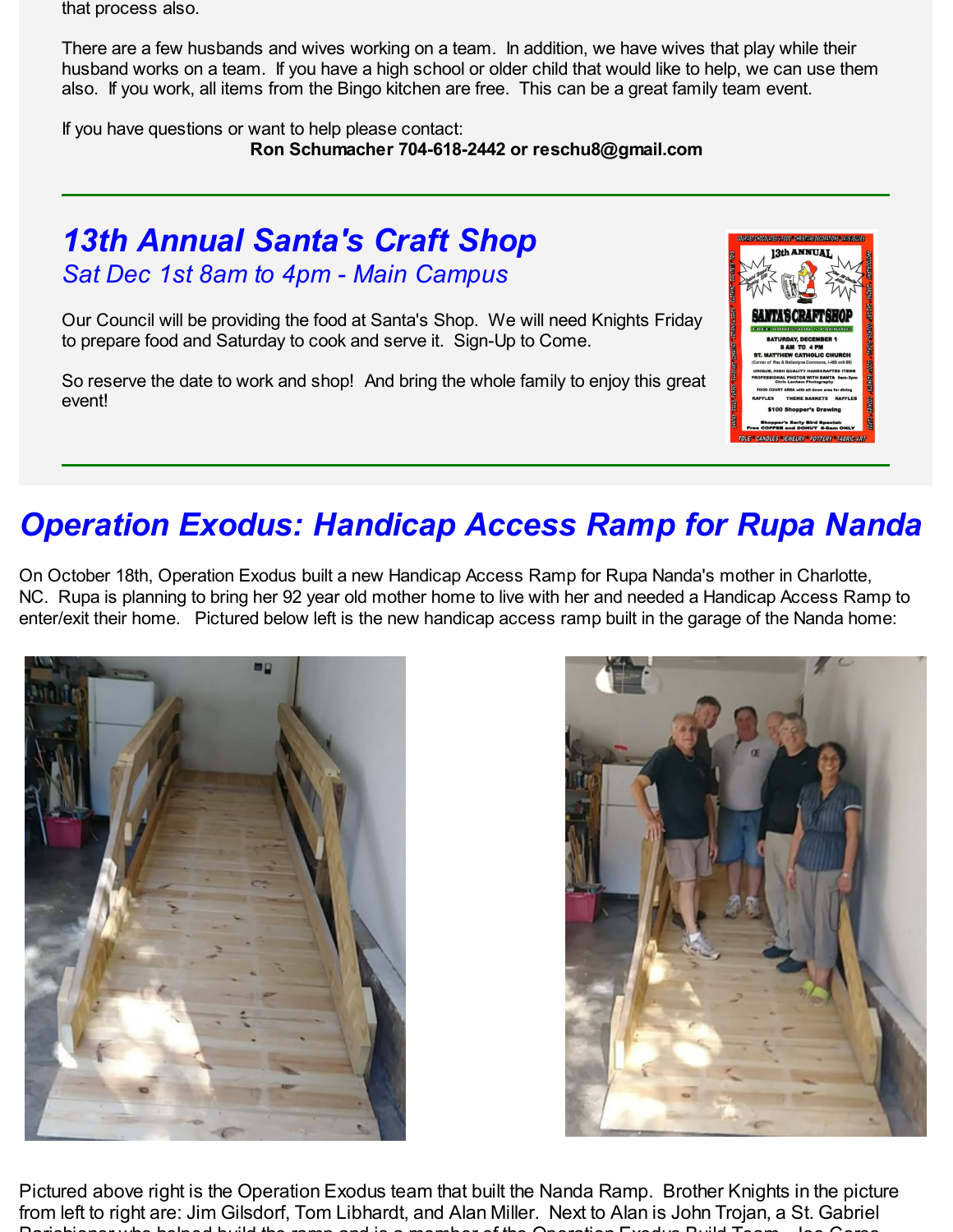that process also.

There are a few husbands and wives working on a team. In addition, we have wives that play while their husband works on a team. If you have a high school or older child that would like to help, we can use them also. If you work, all items from the Bingo kitchen are free. This can be a great family team event.

If you have questions or want to help please contact:

**Ron Schumacher 704-618-2442 or reschu8@gmail.com**

---

## *13th Annual Santa's Craft Shop*

*Sat Dec 1st 8am to 4pm - Main Campus*

Our Council will be providing the food at Santa's Shop. We will need Knights Friday to prepare food and Saturday to cook and serve it. Sign-Up to Come.

So reserve the date to work and shop! And bring the whole family to enjoy this great event!

---

# *Operation Exodus: Handicap Access Ramp for Rupa Nanda*

On October 18th, Operation Exodus built a new Handicap Access Ramp for Rupa Nanda's mother in Charlotte, NC. Rupa is planning to bring her 92 year old mother home to live with her and needed a Handicap Access Ramp to enter/exit their home. Pictured below left is the new handicap access ramp built in the garage of the Nanda home:

Pictured above right is the Operation Exodus team that built the Nanda Ramp. Brother Knights in the picture from left to right are: Jim Gilsdorf, Tom Libhardt, and Alan Miller. Next to Alan is John Trojan, a St. Gabriel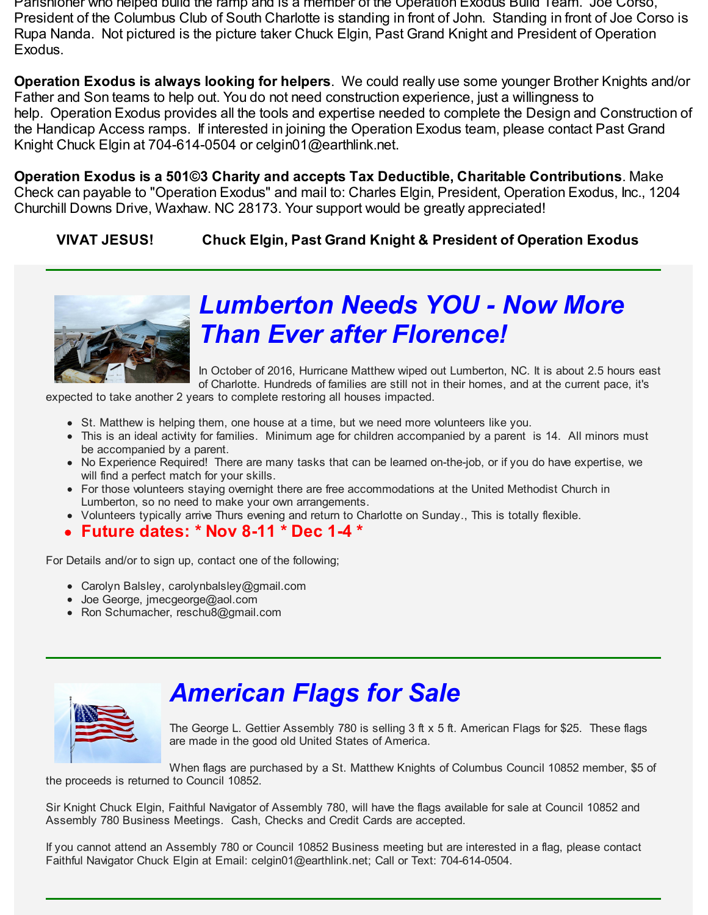Parishioner who helped build the ramp and is a member of the Operation Exodus Build Team. Joe Corso, President of the Columbus Club of South Charlotte is standing in front of John. Standing in front of Joe Corso is Rupa Nanda. Not pictured is the picture taker Chuck Elgin, Past Grand Knight and President of Operation Exodus.

**Operation Exodus is always looking for helpers**. We could really use some younger Brother Knights and/or Father and Son teams to help out. You do not need construction experience, just a willingness to help. Operation Exodus provides all the tools and expertise needed to complete the Design and Construction of the Handicap Access ramps. If interested in joining the Operation Exodus team, please contact Past Grand Knight Chuck Elgin at 704-614-0504 or celgin01@earthlink.net.

**Operation Exodus is a 501©3 Charity and accepts Tax Deductible, Charitable Contributions**. Make Check can payable to "Operation Exodus" and mail to: Charles Elgin, President, Operation Exodus, Inc., 1204 Churchill Downs Drive, Waxhaw. NC 28173. Your support would be greatly appreciated!

**VIVAT JESUS!** **Chuck Elgin, Past Grand Knight & President of Operation Exodus**

---

# *Lumberton Needs YOU - Now More Than Ever after Florence!*

In October of 2016, Hurricane Matthew wiped out Lumberton, NC. It is about 2.5 hours east of Charlotte. Hundreds of families are still not in their homes, and at the current pace, it's expected to take another 2 years to complete restoring all houses impacted.

- St. Matthew is helping them, one house at a time, but we need more volunteers like you.
- This is an ideal activity for families. Minimum age for children accompanied by a parent is 14. All minors must be accompanied by a parent.
- No Experience Required! There are many tasks that can be learned on-the-job, or if you do have expertise, we will find a perfect match for your skills.
- For those volunteers staying overnight there are free accommodations at the United Methodist Church in Lumberton, so no need to make your own arrangements.
- Volunteers typically arrive Thurs evening and return to Charlotte on Sunday., This is totally flexible.
- **Future dates: * Nov 8-11 * Dec 1-4 ***

For Details and/or to sign up, contact one of the following;

- Carolyn Balsley, carolynbalsley@gmail.com
- Joe George, jmecgeorge@aol.com
- Ron Schumacher, reschu8@gmail.com

---

# *American Flags for Sale*

The George L. Gettier Assembly 780 is selling 3 ft x 5 ft. American Flags for $25. These flags are made in the good old United States of America.

When flags are purchased by a St. Matthew Knights of Columbus Council 10852 member, $5 of the proceeds is returned to Council 10852.

Sir Knight Chuck Elgin, Faithful Navigator of Assembly 780, will have the flags available for sale at Council 10852 and Assembly 780 Business Meetings. Cash, Checks and Credit Cards are accepted.

If you cannot attend an Assembly 780 or Council 10852 Business meeting but are interested in a flag, please contact Faithful Navigator Chuck Elgin at Email: celgin01@earthlink.net; Call or Text: 704-614-0504.

---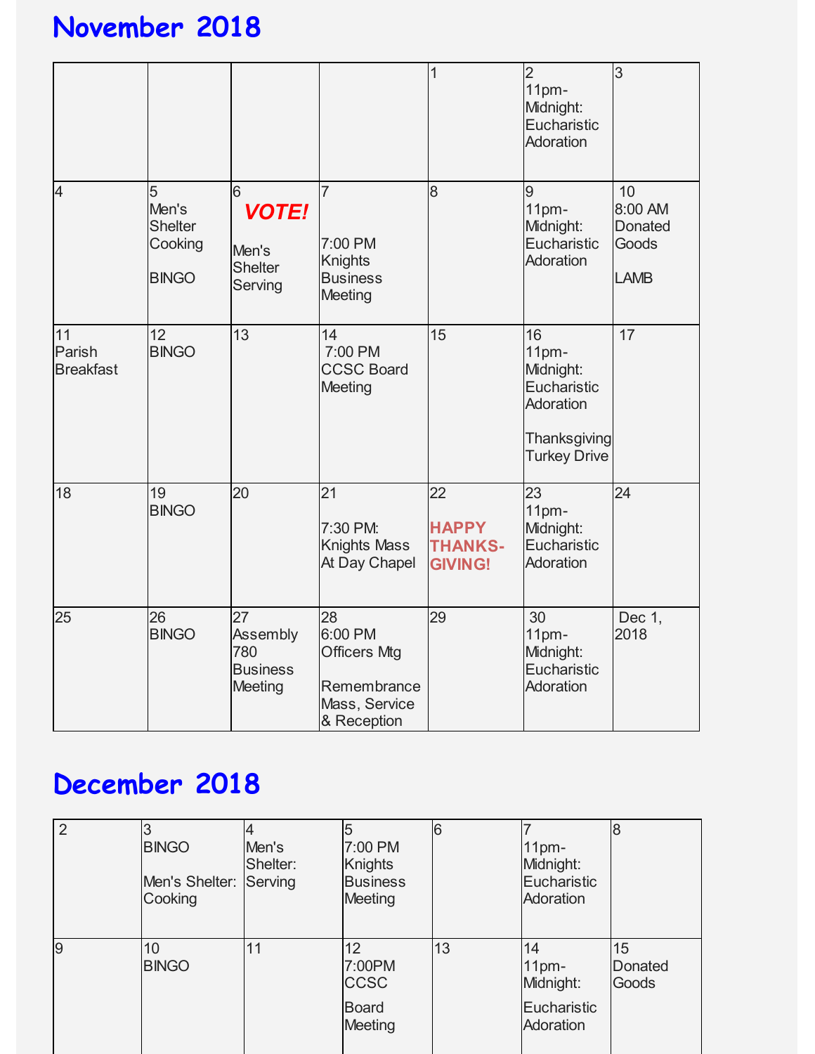# November 2018

| | | | | | | |
|---|---|---|---|---|---|---|
| | | | | 1 | 2<br>11pm-Midnight: Eucharistic Adoration | 3 |
| 4 | 5<br>Men's Shelter Cooking<br><br>BINGO | 6<br>***VOTE!***<br><br>Men's Shelter Serving | 7<br><br>7:00 PM Knights Business Meeting | 8 | 9<br>11pm-Midnight: Eucharistic Adoration | 10<br>8:00 AM Donated Goods<br><br>LAMB |
| 11<br>Parish Breakfast | 12<br>BINGO | 13 | 14<br>7:00 PM CCSC Board Meeting | 15 | 16<br>11pm-Midnight: Eucharistic Adoration<br><br>Thanksgiving Turkey Drive | 17 |
| 18 | 19<br>BINGO | 20 | 21<br><br>7:30 PM: Knights Mass At Day Chapel | 22<br><br>**HAPPY THANKS-GIVING!** | 23<br>11pm-Midnight: Eucharistic Adoration | 24 |
| 25 | 26<br>BINGO | 27<br>Assembly 780 Business Meeting | 28<br>6:00 PM Officers Mtg<br><br>Remembrance Mass, Service & Reception | 29 | 30<br>11pm-Midnight: Eucharistic Adoration | Dec 1, 2018 |

# December 2018

| | | | | | | |
|---|---|---|---|---|---|---|
| 2 | 3<br>BINGO<br><br>Men's Shelter: Cooking | 4<br>Men's Shelter: Serving | 5<br>7:00 PM Knights Business Meeting | 6 | 7<br>11pm-Midnight: Eucharistic Adoration | 8 |
| 9 | 10<br>BINGO | 11 | 12<br>7:00PM CCSC<br>Board Meeting | 13 | 14<br>11pm-Midnight:<br>Eucharistic Adoration | 15<br>Donated Goods |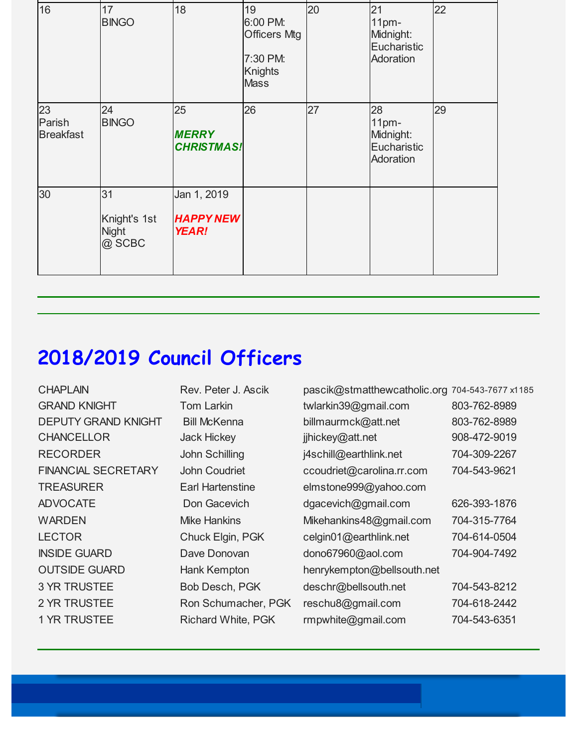| | | | | | | |
|---|---|---|---|---|---|---|
| 16 | 17<br>BINGO | 18 | 19<br>6:00 PM: Officers Mtg<br><br>7:30 PM: Knights Mass | 20 | 21<br>11pm-Midnight: Eucharistic Adoration | 22 |
| 23<br>Parish Breakfast | 24<br>BINGO | 25<br>***MERRY CHRISTMAS!*** | 26 | 27 | 28<br>11pm-Midnight: Eucharistic Adoration | 29 |
| 30 | 31<br><br>Knight's 1st Night<br>@ SCBC | Jan 1, 2019<br><br>***HAPPY NEW YEAR!*** | | | | |

## 2018/2019 Council Officers

| | | | |
|---|---|---|---|
| CHAPLAIN | Rev. Peter J. Ascik | pascik@stmatthewcatholic.org | 704-543-7677 x1185 |
| GRAND KNIGHT | Tom Larkin | twlarkin39@gmail.com | 803-762-8989 |
| DEPUTY GRAND KNIGHT | Bill McKenna | billmaurmck@att.net | 803-762-8989 |
| CHANCELLOR | Jack Hickey | jjhickey@att.net | 908-472-9019 |
| RECORDER | John Schilling | j4schill@earthlink.net | 704-309-2267 |
| FINANCIAL SECRETARY | John Coudriet | ccoudriet@carolina.rr.com | 704-543-9621 |
| TREASURER | Earl Hartenstine | elmstone999@yahoo.com | |
| ADVOCATE | Don Gacevich | dgacevich@gmail.com | 626-393-1876 |
| WARDEN | Mike Hankins | Mikehankins48@gmail.com | 704-315-7764 |
| LECTOR | Chuck Elgin, PGK | celgin01@earthlink.net | 704-614-0504 |
| INSIDE GUARD | Dave Donovan | dono67960@aol.com | 704-904-7492 |
| OUTSIDE GUARD | Hank Kempton | henrykempton@bellsouth.net | |
| 3 YR TRUSTEE | Bob Desch, PGK | deschr@bellsouth.net | 704-543-8212 |
| 2 YR TRUSTEE | Ron Schumacher, PGK | reschu8@gmail.com | 704-618-2442 |
| 1 YR TRUSTEE | Richard White, PGK | rmpwhite@gmail.com | 704-543-6351 |